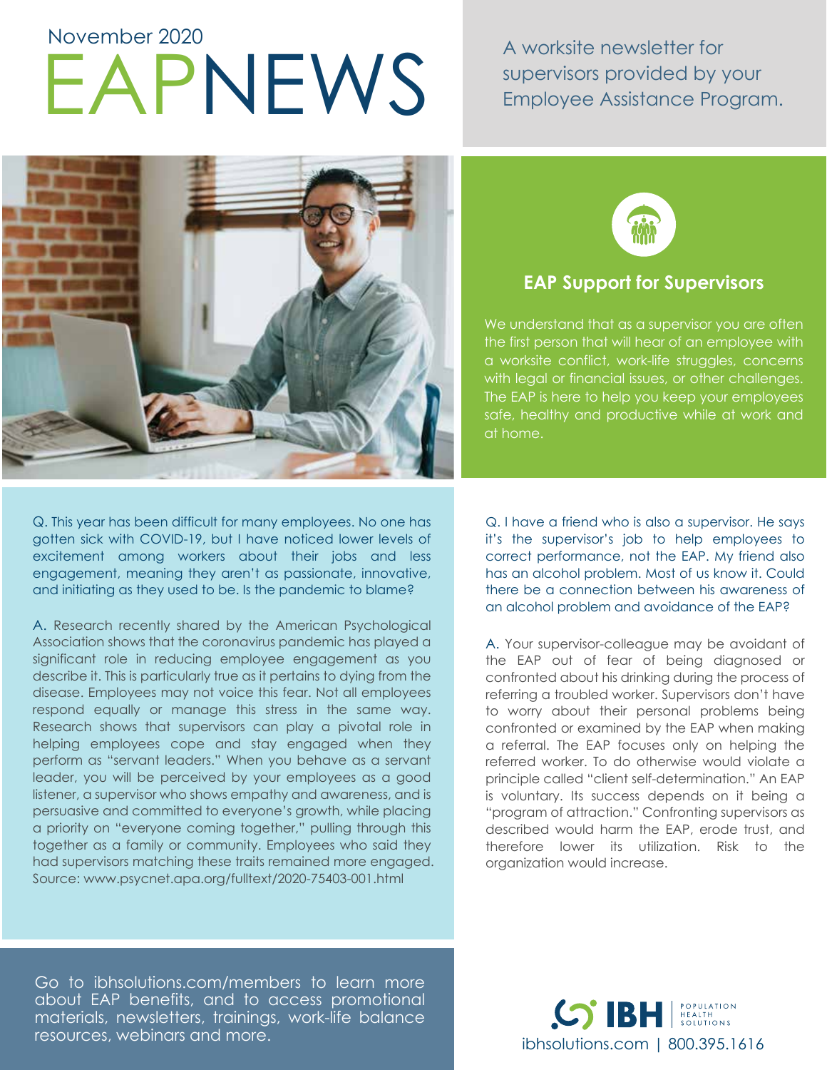November 2020

# EAPNEWS

A worksite newsletter for supervisors provided by your Employee Assistance Program.

## EAP Support for Supervisors

We understand that as a supervisor you are often the first person that will hear of an employee with a worksite conflict, work-life struggles, concerns with legal or financial issues, or other challenges. The EAP is here to help you keep your employees safe, healthy and productive while at work and at home.

Q. This year has been difficult for many employees. No one has gotten sick with COVID-19, but I have noticed lower levels of excitement among workers about their jobs and less engagement, meaning they aren't as passionate, innovative, and initiating as they used to be. Is the pandemic to blame?

A. Research recently shared by the American Psychological Association shows that the coronavirus pandemic has played a significant role in reducing employee engagement as you describe it. This is particularly true as it pertains to dying from the disease. Employees may not voice this fear. Not all employees respond equally or manage this stress in the same way. Research shows that supervisors can play a pivotal role in helping employees cope and stay engaged when they perform as "servant leaders." When you behave as a servant leader, you will be perceived by your employees as a good listener, a supervisor who shows empathy and awareness, and is persuasive and committed to everyone's growth, while placing a priority on "everyone coming together," pulling through this together as a family or community. Employees who said they had supervisors matching these traits remained more engaged. Source: www.psycnet.apa.org/fulltext/2020-75403-001.html

Q. I have a friend who is also a supervisor. He says it's the supervisor's job to help employees to correct performance, not the EAP. My friend also has an alcohol problem. Most of us know it. Could there be a connection between his awareness of an alcohol problem and avoidance of the EAP?

A. Your supervisor-colleague may be avoidant of the EAP out of fear of being diagnosed or confronted about his drinking during the process of referring a troubled worker. Supervisors don't have to worry about their personal problems being confronted or examined by the EAP when making a referral. The EAP focuses only on helping the referred worker. To do otherwise would violate a principle called "client self-determination." An EAP is voluntary. Its success depends on it being a "program of attraction." Confronting supervisors as described would harm the EAP, erode trust, and therefore lower its utilization. Risk to the organization would increase.

Go to ibhsolutions.com/members to learn more about EAP benefits, and to access promotional materials, newsletters, trainings, work-life balance resources, webinars and more.

IBH POPULATION HEALTH SOLUTIONS

ibhsolutions.com | 800.395.1616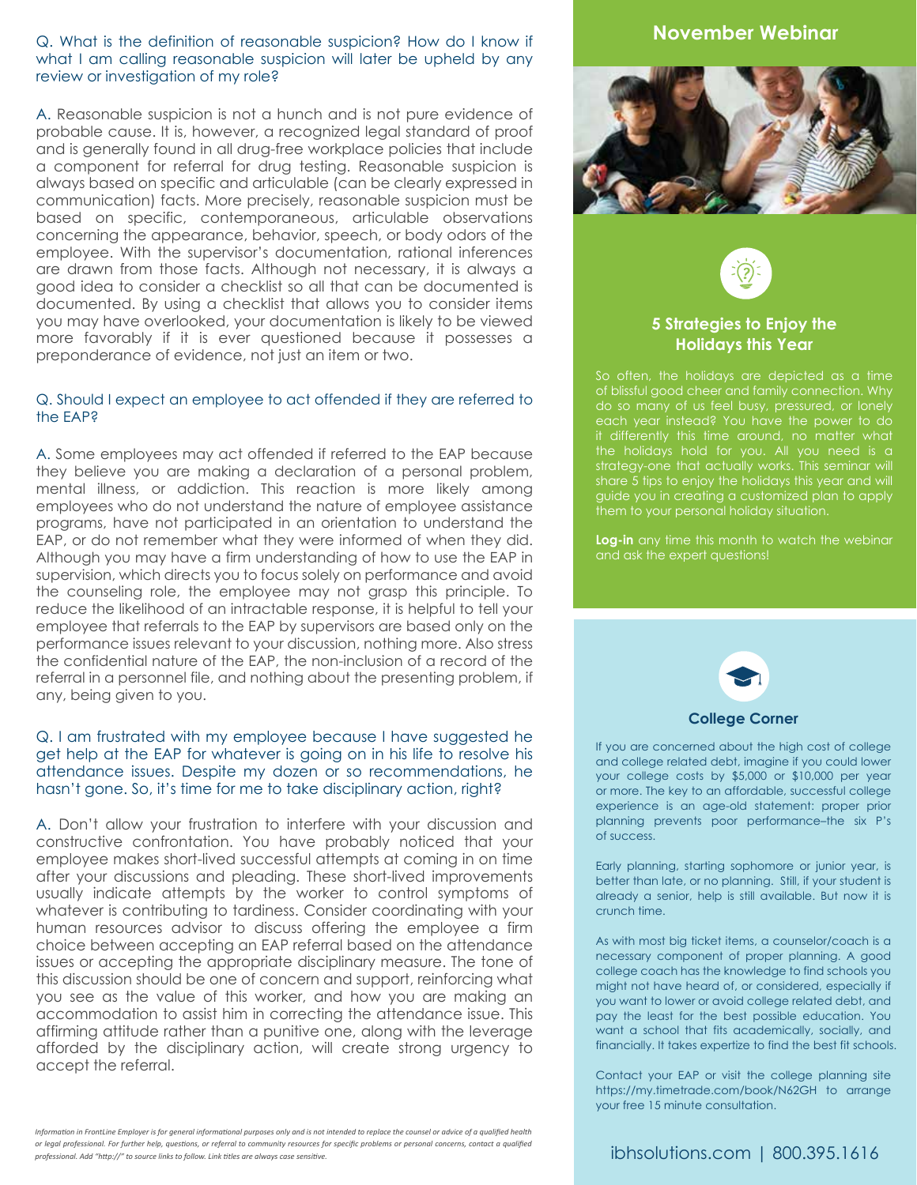Q. What is the definition of reasonable suspicion? How do I know if what I am calling reasonable suspicion will later be upheld by any review or investigation of my role?

A. Reasonable suspicion is not a hunch and is not pure evidence of probable cause. It is, however, a recognized legal standard of proof and is generally found in all drug-free workplace policies that include a component for referral for drug testing. Reasonable suspicion is always based on specific and articulable (can be clearly expressed in communication) facts. More precisely, reasonable suspicion must be based on specific, contemporaneous, articulable observations concerning the appearance, behavior, speech, or body odors of the employee. With the supervisor's documentation, rational inferences are drawn from those facts. Although not necessary, it is always a good idea to consider a checklist so all that can be documented is documented. By using a checklist that allows you to consider items you may have overlooked, your documentation is likely to be viewed more favorably if it is ever questioned because it possesses a preponderance of evidence, not just an item or two.

Q. Should I expect an employee to act offended if they are referred to the EAP?

A. Some employees may act offended if referred to the EAP because they believe you are making a declaration of a personal problem, mental illness, or addiction. This reaction is more likely among employees who do not understand the nature of employee assistance programs, have not participated in an orientation to understand the EAP, or do not remember what they were informed of when they did. Although you may have a firm understanding of how to use the EAP in supervision, which directs you to focus solely on performance and avoid the counseling role, the employee may not grasp this principle. To reduce the likelihood of an intractable response, it is helpful to tell your employee that referrals to the EAP by supervisors are based only on the performance issues relevant to your discussion, nothing more. Also stress the confidential nature of the EAP, the non-inclusion of a record of the referral in a personnel file, and nothing about the presenting problem, if any, being given to you.

Q. I am frustrated with my employee because I have suggested he get help at the EAP for whatever is going on in his life to resolve his attendance issues. Despite my dozen or so recommendations, he hasn't gone. So, it's time for me to take disciplinary action, right?

A. Don't allow your frustration to interfere with your discussion and constructive confrontation. You have probably noticed that your employee makes short-lived successful attempts at coming in on time after your discussions and pleading. These short-lived improvements usually indicate attempts by the worker to control symptoms of whatever is contributing to tardiness. Consider coordinating with your human resources advisor to discuss offering the employee a firm choice between accepting an EAP referral based on the attendance issues or accepting the appropriate disciplinary measure. The tone of this discussion should be one of concern and support, reinforcing what you see as the value of this worker, and how you are making an accommodation to assist him in correcting the attendance issue. This affirming attitude rather than a punitive one, along with the leverage afforded by the disciplinary action, will create strong urgency to accept the referral.

*Information in FrontLine Employer is for general informational purposes only and is not intended to replace the counsel or advice of a qualified health or legal professional. For further help, questions, or referral to community resources for specific problems or personal concerns, contact a qualified professional. Add "http://" to source links to follow. Link titles are always case sensitive.*

## November Webinar

### 5 Strategies to Enjoy the Holidays this Year

So often, the holidays are depicted as a time of blissful good cheer and family connection. Why do so many of us feel busy, pressured, or lonely each year instead? You have the power to do it differently this time around, no matter what the holidays hold for you. All you need is a strategy-one that actually works. This seminar will share 5 tips to enjoy the holidays this year and will guide you in creating a customized plan to apply them to your personal holiday situation.

**Log-in** any time this month to watch the webinar and ask the expert questions!

### College Corner

If you are concerned about the high cost of college and college related debt, imagine if you could lower your college costs by $5,000 or $10,000 per year or more. The key to an affordable, successful college experience is an age-old statement: proper prior planning prevents poor performance–the six P's of success.

Early planning, starting sophomore or junior year, is better than late, or no planning. Still, if your student is already a senior, help is still available. But now it is crunch time.

As with most big ticket items, a counselor/coach is a necessary component of proper planning. A good college coach has the knowledge to find schools you might not have heard of, or considered, especially if you want to lower or avoid college related debt, and pay the least for the best possible education. You want a school that fits academically, socially, and financially. It takes expertize to find the best fit schools.

Contact your EAP or visit the college planning site https://my.timetrade.com/book/N62GH to arrange your free 15 minute consultation.

ibhsolutions.com | 800.395.1616